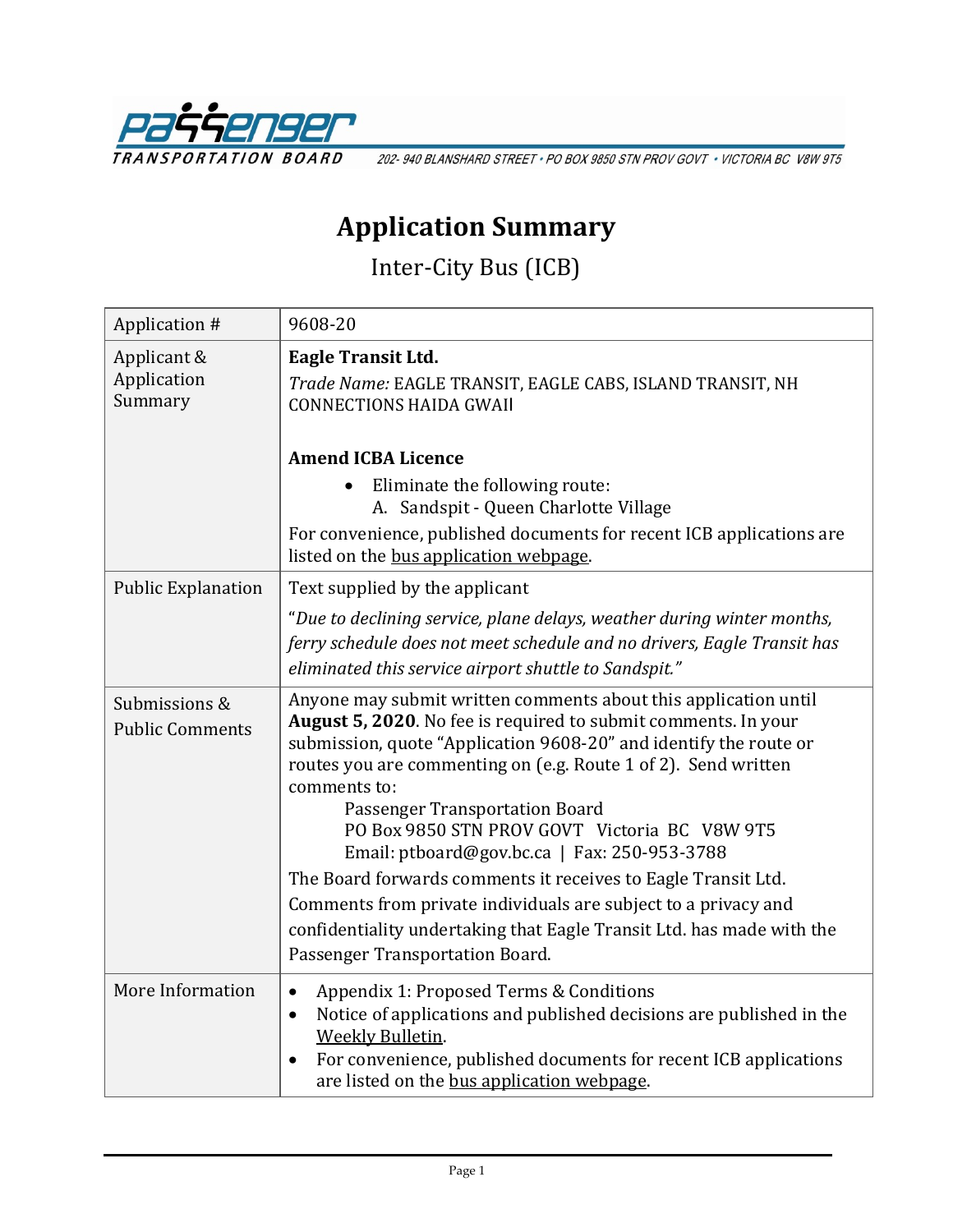PASSENGER TRANSPORTATION BOARD

202- 940 BLANSHARD STREET • PO BOX 9850 STN PROV GOVT • VICTORIA BC V8W 9T5

# Application Summary

## Inter-City Bus (ICB)

| | |
|---|---|
| Application # | 9608-20 |
| Applicant & Application Summary | **Eagle Transit Ltd.**<br>*Trade Name:* EAGLE TRANSIT, EAGLE CABS, ISLAND TRANSIT, NH CONNECTIONS HAIDA GWAII<br><br>**Amend ICBA Licence**<br>• Eliminate the following route:<br>A. Sandspit - Queen Charlotte Village<br>For convenience, published documents for recent ICB applications are listed on the bus application webpage. |
| Public Explanation | Text supplied by the applicant<br>"*Due to declining service, plane delays, weather during winter months, ferry schedule does not meet schedule and no drivers, Eagle Transit has eliminated this service airport shuttle to Sandspit.*" |
| Submissions & Public Comments | Anyone may submit written comments about this application until **August 5, 2020**. No fee is required to submit comments. In your submission, quote "Application 9608-20" and identify the route or routes you are commenting on (e.g. Route 1 of 2). Send written comments to:<br>Passenger Transportation Board<br>PO Box 9850 STN PROV GOVT Victoria BC V8W 9T5<br>Email: ptboard@gov.bc.ca \| Fax: 250-953-3788<br>The Board forwards comments it receives to Eagle Transit Ltd. Comments from private individuals are subject to a privacy and confidentiality undertaking that Eagle Transit Ltd. has made with the Passenger Transportation Board. |
| More Information | • Appendix 1: Proposed Terms & Conditions<br>• Notice of applications and published decisions are published in the Weekly Bulletin.<br>• For convenience, published documents for recent ICB applications are listed on the bus application webpage. |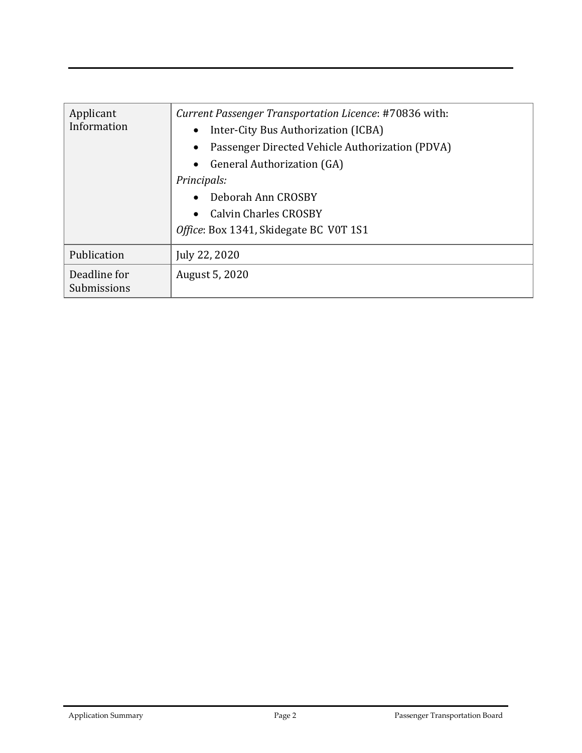| Applicant Information | *Current Passenger Transportation Licence*: #70836 with:<br>• Inter-City Bus Authorization (ICBA)<br>• Passenger Directed Vehicle Authorization (PDVA)<br>• General Authorization (GA)<br>*Principals:*<br>• Deborah Ann CROSBY<br>• Calvin Charles CROSBY<br>*Office*: Box 1341, Skidegate BC V0T 1S1 |
|---|---|
| Publication | July 22, 2020 |
| Deadline for Submissions | August 5, 2020 |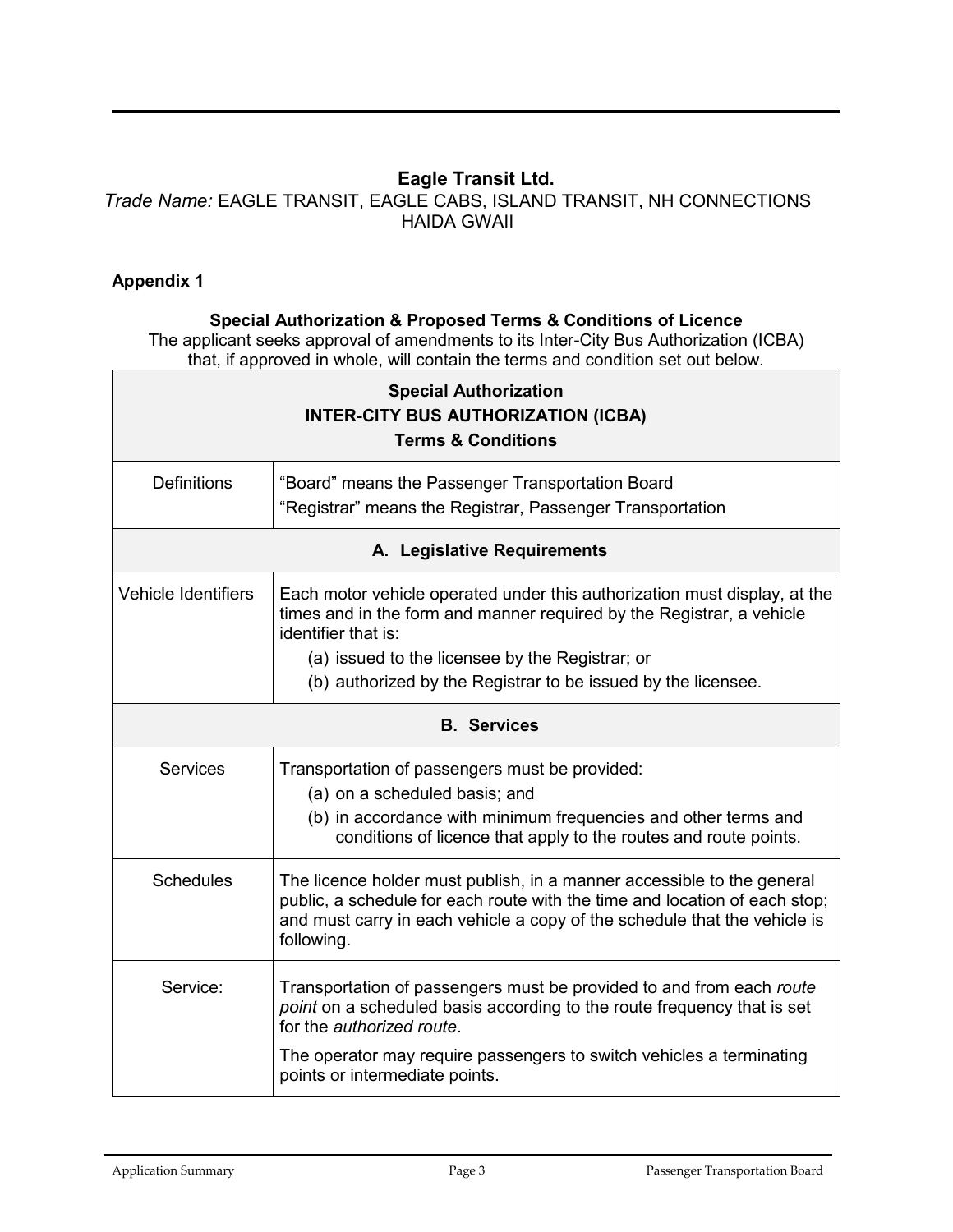**Eagle Transit Ltd.**

*Trade Name:* EAGLE TRANSIT, EAGLE CABS, ISLAND TRANSIT, NH CONNECTIONS HAIDA GWAII

**Appendix 1**

**Special Authorization & Proposed Terms & Conditions of Licence**

The applicant seeks approval of amendments to its Inter-City Bus Authorization (ICBA) that, if approved in whole, will contain the terms and condition set out below.

| **Special Authorization**<br>**INTER-CITY BUS AUTHORIZATION (ICBA)**<br>**Terms & Conditions** | |
|---|---|
| Definitions | "Board" means the Passenger Transportation Board<br>"Registrar" means the Registrar, Passenger Transportation |
| **A. Legislative Requirements** | |
| Vehicle Identifiers | Each motor vehicle operated under this authorization must display, at the times and in the form and manner required by the Registrar, a vehicle identifier that is:<br>(a) issued to the licensee by the Registrar; or<br>(b) authorized by the Registrar to be issued by the licensee. |
| **B. Services** | |
| Services | Transportation of passengers must be provided:<br>(a) on a scheduled basis; and<br>(b) in accordance with minimum frequencies and other terms and conditions of licence that apply to the routes and route points. |
| Schedules | The licence holder must publish, in a manner accessible to the general public, a schedule for each route with the time and location of each stop; and must carry in each vehicle a copy of the schedule that the vehicle is following. |
| Service: | Transportation of passengers must be provided to and from each *route point* on a scheduled basis according to the route frequency that is set for the *authorized route*.<br>The operator may require passengers to switch vehicles a terminating points or intermediate points. |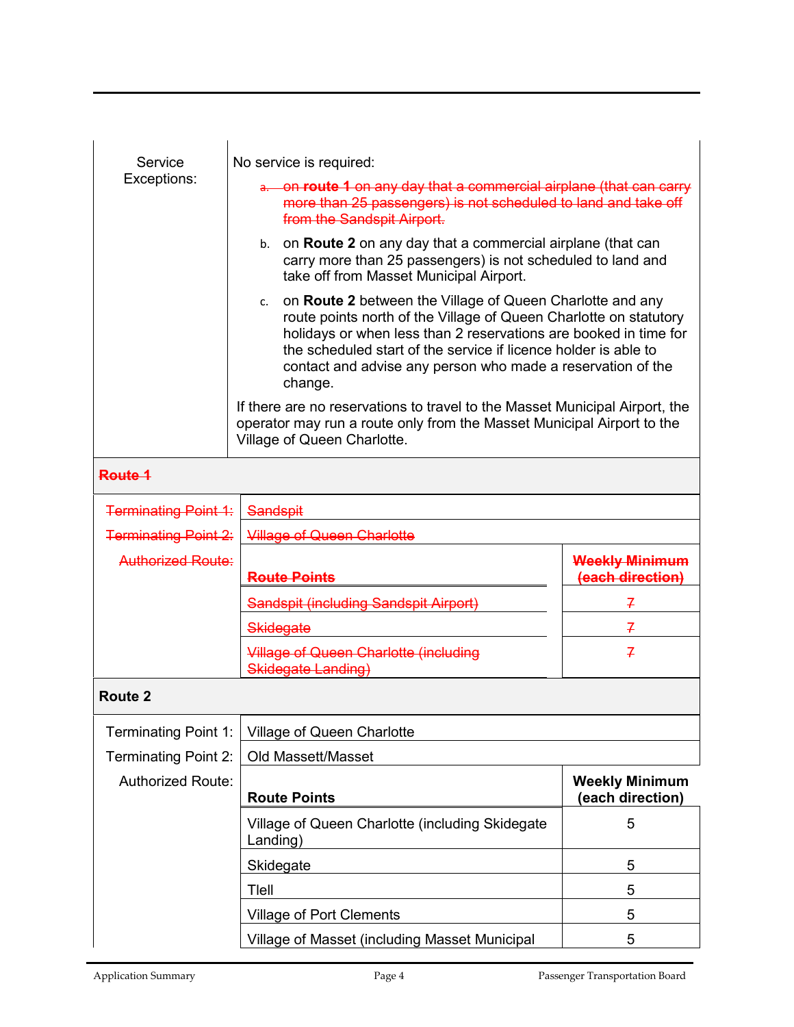| Service Exceptions: | No service is required: |
|---|---|

No service is required:

a. ~~on **route 1** on any day that a commercial airplane (that can carry more than 25 passengers) is not scheduled to land and take off from the Sandspit Airport.~~

b. on **Route 2** on any day that a commercial airplane (that can carry more than 25 passengers) is not scheduled to land and take off from Masset Municipal Airport.

c. on **Route 2** between the Village of Queen Charlotte and any route points north of the Village of Queen Charlotte on statutory holidays or when less than 2 reservations are booked in time for the scheduled start of the service if licence holder is able to contact and advise any person who made a reservation of the change.

If there are no reservations to travel to the Masset Municipal Airport, the operator may run a route only from the Masset Municipal Airport to the Village of Queen Charlotte.

**~~Route 1~~**

~~Terminating Point 1:~~ ~~Sandspit~~

~~Terminating Point 2:~~ ~~Village of Queen Charlotte~~

~~Authorized Route:~~

| ~~Route Points~~ | ~~Weekly Minimum (each direction)~~ |
|---|---|
| ~~Sandspit (including Sandspit Airport)~~ | ~~7~~ |
| ~~Skidegate~~ | ~~7~~ |
| ~~Village of Queen Charlotte (including Skidegate Landing)~~ | ~~7~~ |

**Route 2**

Terminating Point 1: Village of Queen Charlotte

Terminating Point 2: Old Massett/Masset

Authorized Route:

| Route Points | Weekly Minimum (each direction) |
|---|---|
| Village of Queen Charlotte (including Skidegate Landing) | 5 |
| Skidegate | 5 |
| Tlell | 5 |
| Village of Port Clements | 5 |
| Village of Masset (including Masset Municipal | 5 |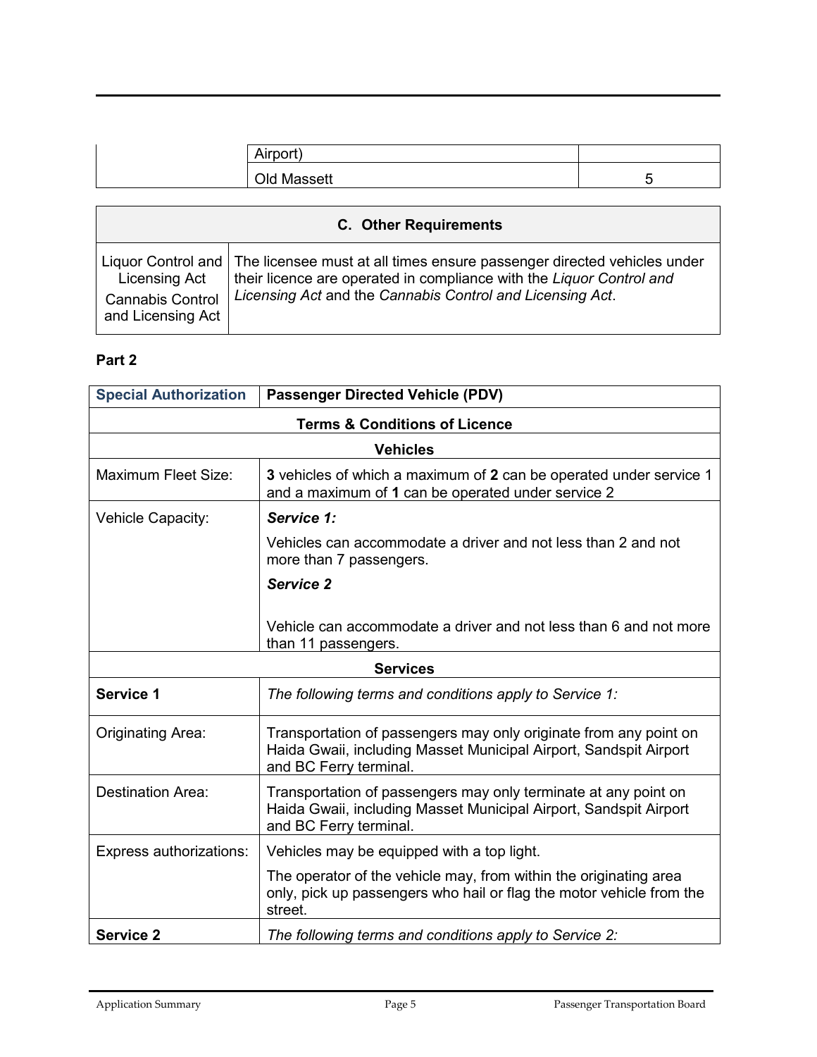| | | |
|---|---|---|
| | Airport) | |
| | Old Massett | 5 |

| C. Other Requirements | |
|---|---|
| Liquor Control and Licensing Act<br>Cannabis Control and Licensing Act | The licensee must at all times ensure passenger directed vehicles under their licence are operated in compliance with the *Liquor Control and Licensing Act* and the *Cannabis Control and Licensing Act*. |

**Part 2**

| Special Authorization | Passenger Directed Vehicle (PDV) |
|---|---|
| **Terms & Conditions of Licence** | |
| **Vehicles** | |
| Maximum Fleet Size: | **3** vehicles of which a maximum of **2** can be operated under service 1 and a maximum of **1** can be operated under service 2 |
| Vehicle Capacity: | ***Service 1:***<br>Vehicles can accommodate a driver and not less than 2 and not more than 7 passengers.<br>***Service 2***<br>Vehicle can accommodate a driver and not less than 6 and not more than 11 passengers. |
| **Services** | |
| **Service 1** | *The following terms and conditions apply to Service 1:* |
| Originating Area: | Transportation of passengers may only originate from any point on Haida Gwaii, including Masset Municipal Airport, Sandspit Airport and BC Ferry terminal. |
| Destination Area: | Transportation of passengers may only terminate at any point on Haida Gwaii, including Masset Municipal Airport, Sandspit Airport and BC Ferry terminal. |
| Express authorizations: | Vehicles may be equipped with a top light.<br>The operator of the vehicle may, from within the originating area only, pick up passengers who hail or flag the motor vehicle from the street. |
| **Service 2** | *The following terms and conditions apply to Service 2:* |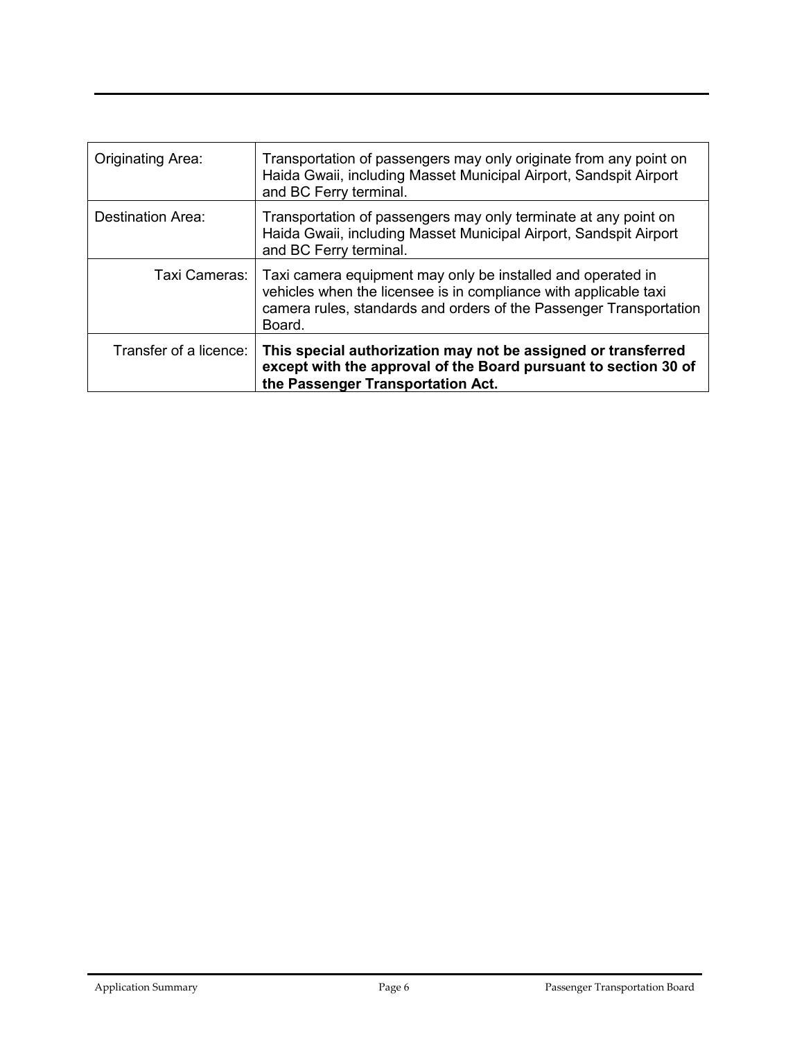| | |
|---|---|
| Originating Area: | Transportation of passengers may only originate from any point on Haida Gwaii, including Masset Municipal Airport, Sandspit Airport and BC Ferry terminal. |
| Destination Area: | Transportation of passengers may only terminate at any point on Haida Gwaii, including Masset Municipal Airport, Sandspit Airport and BC Ferry terminal. |
| Taxi Cameras: | Taxi camera equipment may only be installed and operated in vehicles when the licensee is in compliance with applicable taxi camera rules, standards and orders of the Passenger Transportation Board. |
| Transfer of a licence: | **This special authorization may not be assigned or transferred except with the approval of the Board pursuant to section 30 of the Passenger Transportation Act.** |